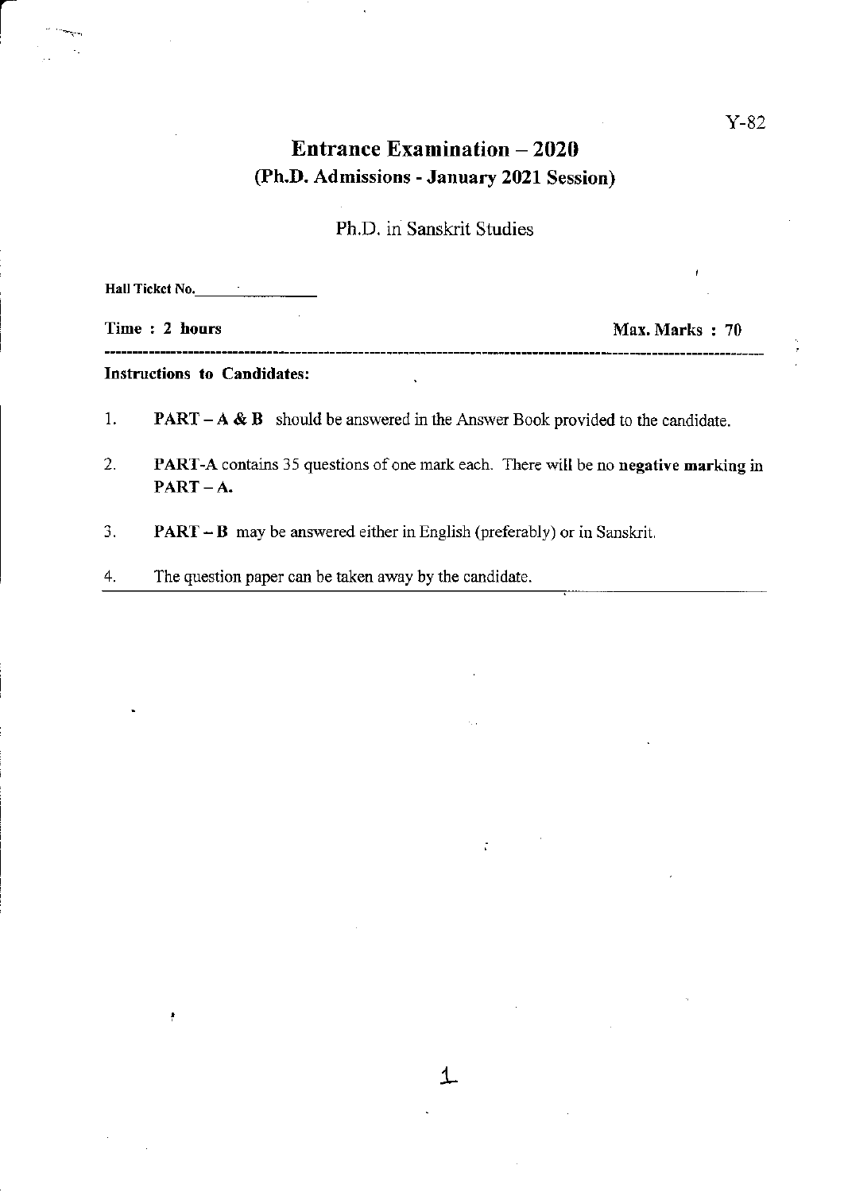Y-82

# Entrance Examination – 2020
## (Ph.D. Admissions - January 2021 Session)

Ph.D. in Sanskrit Studies

**Hall Ticket No.** ____________

**Time : 2 hours** **Max. Marks : 70**

---

**Instructions to Candidates:**

1. **PART – A & B** should be answered in the Answer Book provided to the candidate.
2. **PART-A** contains 35 questions of one mark each. There will be no **negative marking** in **PART – A.**
3. **PART – B** may be answered either in English (preferably) or in Sanskrit.
4. The question paper can be taken away by the candidate.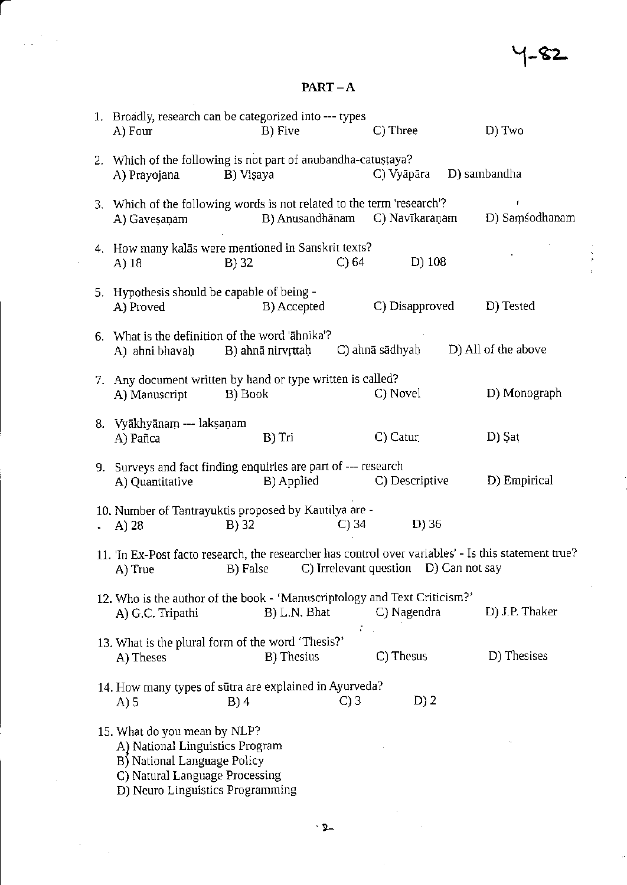Y-82

## PART – A

1. Broadly, research can be categorized into --- types
   A) Four B) Five C) Three D) Two

2. Which of the following is not part of anubandha-catuṣṭaya?
   A) Prayojana B) Viṣaya C) Vyāpāra D) sambandha

3. Which of the following words is not related to the term 'research'?
   A) Gaveṣaṇam B) Anusandhānam C) Navīkaraṇam D) Saṃśodhanam

4. How many kalās were mentioned in Sanskrit texts?
   A) 18 B) 32 C) 64 D) 108

5. Hypothesis should be capable of being -
   A) Proved B) Accepted C) Disapproved D) Tested

6. What is the definition of the word 'āhnika'?
   A) ahni bhavaḥ B) ahnā nirvṛttaḥ C) ahnā sādhyaḥ D) All of the above

7. Any document written by hand or type written is called?
   A) Manuscript B) Book C) Novel D) Monograph

8. Vyākhyānam --- lakṣaṇam
   A) Pañca B) Tri C) Catur D) Ṣaṭ

9. Surveys and fact finding enquiries are part of --- research
   A) Quantitative B) Applied C) Descriptive D) Empirical

10. Number of Tantrayuktis proposed by Kautilya are -
    A) 28 B) 32 C) 34 D) 36

11. 'In Ex-Post facto research, the researcher has control over variables' - Is this statement true?
    A) True B) False C) Irrelevant question D) Can not say

12. Who is the author of the book - 'Manuscriptology and Text Criticism?'
    A) G.C. Tripathi B) L.N. Bhat C) Nagendra D) J.P. Thaker

13. What is the plural form of the word 'Thesis?'
    A) Theses B) Thesius C) Thesus D) Thesises

14. How many types of sūtra are explained in Ayurveda?
    A) 5 B) 4 C) 3 D) 2

15. What do you mean by NLP?
    A) National Linguistics Program
    B) National Language Policy
    C) Natural Language Processing
    D) Neuro Linguistics Programming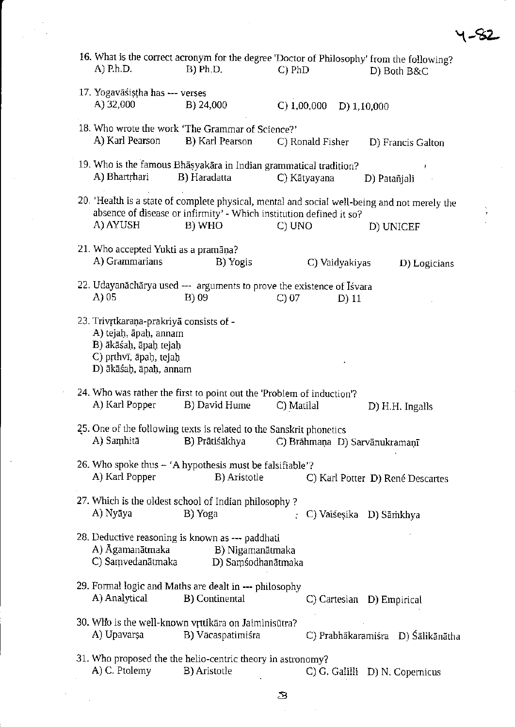16. What is the correct acronym for the degree 'Doctor of Philosophy' from the following?
A) P.h.D. B) Ph.D. C) PhD D) Both B&C

17. Yogavāsiṣṭha has --- verses
A) 32,000 B) 24,000 C) 1,00,000 D) 1,10,000

18. Who wrote the work 'The Grammar of Science?'
A) Karl Pearson B) Karl Pearson C) Ronald Fisher D) Francis Galton

19. Who is the famous Bhāṣyakāra in Indian grammatical tradition?
A) Bhartṛhari B) Haradatta C) Kātyayana D) Patañjali

20. 'Health is a state of complete physical, mental and social well-being and not merely the absence of disease or infirmity' - Which institution defined it so?
A) AYUSH B) WHO C) UNO D) UNICEF

21. Who accepted Yukti as a pramāṇa?
A) Grammarians B) Yogis C) Vaidyakiyas D) Logicians

22. Udayanāchārya used --- arguments to prove the existence of Īśvara
A) 05 B) 09 C) 07 D) 11

23. Trivṛtkaraṇa-prakriyā consists of -
A) tejaḥ, āpaḥ, annam
B) ākāśaḥ, āpaḥ tejaḥ
C) pṛthvī, āpaḥ, tejaḥ
D) ākāśaḥ, āpaḥ, annam

24. Who was rather the first to point out the 'Problem of induction'?
A) Karl Popper B) David Hume C) Matilal D) H.H. Ingalls

25. One of the following texts is related to the Sanskrit phonetics
A) Saṃhitā B) Prātiśākhya C) Brāhmaṇa D) Sarvānukramaṇī

26. Who spoke thus – 'A hypothesis must be falsifiable'?
A) Karl Popper B) Aristotle C) Karl Potter D) René Descartes

27. Which is the oldest school of Indian philosophy ?
A) Nyāya B) Yoga C) Vaiśeṣika D) Sāṁkhya

28. Deductive reasoning is known as --- paddhati
A) Āgamanātmaka B) Nigamanātmaka
C) Saṃvedanātmaka D) Saṃśodhanātmaka

29. Formal logic and Maths are dealt in --- philosophy
A) Analytical B) Continental C) Cartesian D) Empirical

30. Who is the well-known vṛttikāra on Jaiminisūtra?
A) Upavarṣa B) Vācaspatimiśra C) Prabhākaramiśra D) Śālikānātha

31. Who proposed the the helio-centric theory in astronomy?
A) C. Ptolemy B) Aristotle C) G. Galilli D) N. Copernicus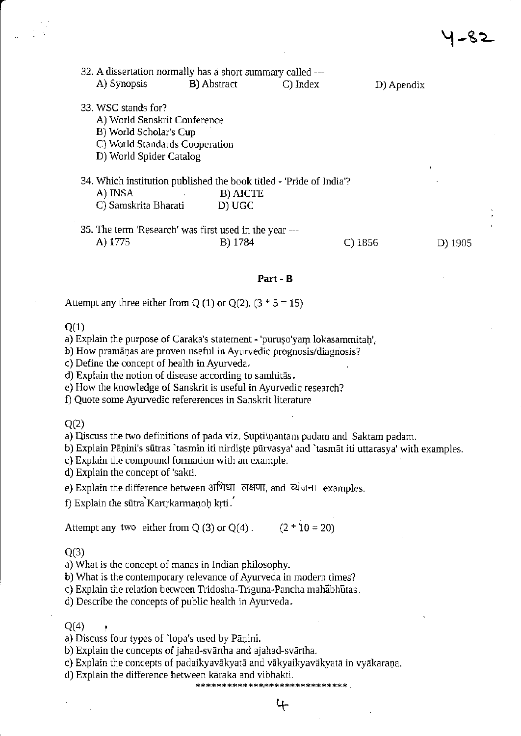32. A dissertation normally has a short summary called ---

A) Synopsis B) Abstract C) Index D) Apendix

33. WSC stands for?

A) World Sanskrit Conference
B) World Scholar's Cup
C) World Standards Cooperation
D) World Spider Catalog

34. Which institution published the book titled - 'Pride of India'?

A) INSA B) AICTE
C) Samskrita Bharati D) UGC

35. The term 'Research' was first used in the year ---

A) 1775 B) 1784 C) 1856 D) 1905

## Part - B

Attempt any three either from Q (1) or Q(2). (3 * 5 = 15)

Q(1)

a) Explain the purpose of Caraka's statement - 'puruṣo'yaṃ lokasammitaḥ'.
b) How pramāṇas are proven useful in Ayurvedic prognosis/diagnosis?
c) Define the concept of health in Ayurveda.
d) Explain the notion of disease according to samhitās.
e) How the knowledge of Sanskrit is useful in Ayurvedic research?
f) Quote some Ayurvedic refererences in Sanskrit literature

Q(2)

a) Discuss the two definitions of pada viz. Supti\ṇantam padam and 'Saktam padam.
b) Explain Pāṇini's sūtras `tasmin iti nirdiṣṭe pūrvasya' and `tasmāt iti uttarasya' with examples.
c) Explain the compound formation with an example.
d) Explain the concept of 'sakti.
e) Explain the difference between अभिधा लक्षणा, and व्यंजना examples.
f) Explain the sūtra`Kartṛkarmaṇoḥ kṛti.'

Attempt any two either from Q (3) or Q(4). (2 * 10 = 20)

Q(3)

a) What is the concept of manas in Indian philosophy.
b) What is the contemporary relevance of Ayurveda in modern times?
c) Explain the relation between Tridosha-Triguna-Pancha mahābhūtas.
d) Describe the concepts of public health in Ayurveda.

Q(4)

a) Discuss four types of `lopa's used by Pāṇini.
b) Explain the concepts of jahad-svārtha and ajahad-svārtha.
c) Explain the concepts of padaikyavākyatā and vākyaikyavākyatā in vyākaraṇa.
d) Explain the difference between kāraka and vibhakti.

******************************